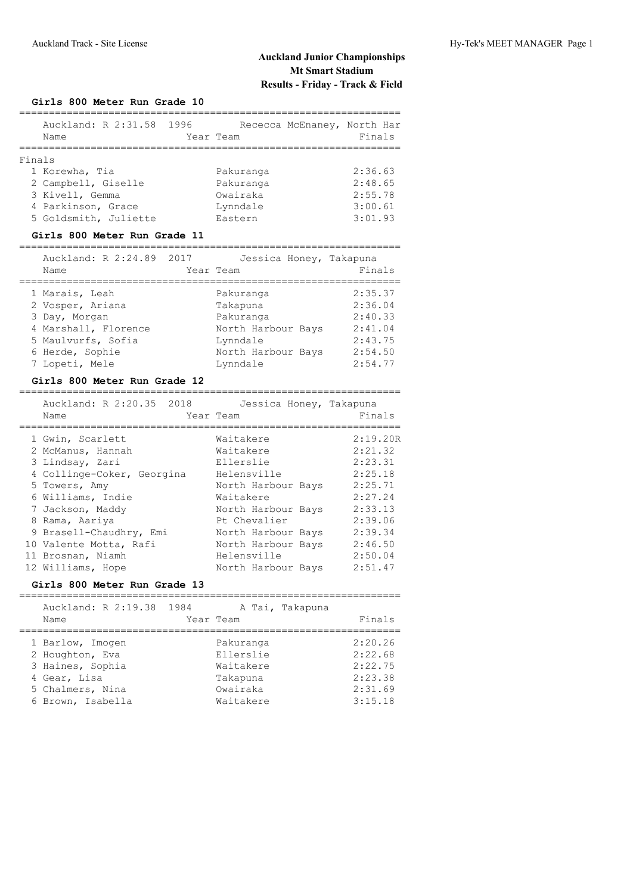# Auckland Junior Championships
## Mt Smart Stadium
### Results - Friday - Track & Field

#### Girls 800 Meter Run Grade 10

Auckland: R 2:31.58 1996 Rececca McEnaney, North Har

Finals

| Place | Name | Year | Team | Finals |
|---|---|---|---|---|
| 1 | Korewha, Tia | | Pakuranga | 2:36.63 |
| 2 | Campbell, Giselle | | Pakuranga | 2:48.65 |
| 3 | Kivell, Gemma | | Owairaka | 2:55.78 |
| 4 | Parkinson, Grace | | Lynndale | 3:00.61 |
| 5 | Goldsmith, Juliette | | Eastern | 3:01.93 |

#### Girls 800 Meter Run Grade 11

Auckland: R 2:24.89 2017 Jessica Honey, Takapuna

| Place | Name | Year | Team | Finals |
|---|---|---|---|---|
| 1 | Marais, Leah | | Pakuranga | 2:35.37 |
| 2 | Vosper, Ariana | | Takapuna | 2:36.04 |
| 3 | Day, Morgan | | Pakuranga | 2:40.33 |
| 4 | Marshall, Florence | | North Harbour Bays | 2:41.04 |
| 5 | Maulvurfs, Sofia | | Lynndale | 2:43.75 |
| 6 | Herde, Sophie | | North Harbour Bays | 2:54.50 |
| 7 | Lopeti, Mele | | Lynndale | 2:54.77 |

#### Girls 800 Meter Run Grade 12

Auckland: R 2:20.35 2018 Jessica Honey, Takapuna

| Place | Name | Year | Team | Finals |
|---|---|---|---|---|
| 1 | Gwin, Scarlett | | Waitakere | 2:19.20R |
| 2 | McManus, Hannah | | Waitakere | 2:21.32 |
| 3 | Lindsay, Zari | | Ellerslie | 2:23.31 |
| 4 | Collinge-Coker, Georgina | | Helensville | 2:25.18 |
| 5 | Towers, Amy | | North Harbour Bays | 2:25.71 |
| 6 | Williams, Indie | | Waitakere | 2:27.24 |
| 7 | Jackson, Maddy | | North Harbour Bays | 2:33.13 |
| 8 | Rama, Aariya | | Pt Chevalier | 2:39.06 |
| 9 | Brasell-Chaudhry, Emi | | North Harbour Bays | 2:39.34 |
| 10 | Valente Motta, Rafi | | North Harbour Bays | 2:46.50 |
| 11 | Brosnan, Niamh | | Helensville | 2:50.04 |
| 12 | Williams, Hope | | North Harbour Bays | 2:51.47 |

#### Girls 800 Meter Run Grade 13

Auckland: R 2:19.38 1984 A Tai, Takapuna

| Place | Name | Year | Team | Finals |
|---|---|---|---|---|
| 1 | Barlow, Imogen | | Pakuranga | 2:20.26 |
| 2 | Houghton, Eva | | Ellerslie | 2:22.68 |
| 3 | Haines, Sophia | | Waitakere | 2:22.75 |
| 4 | Gear, Lisa | | Takapuna | 2:23.38 |
| 5 | Chalmers, Nina | | Owairaka | 2:31.69 |
| 6 | Brown, Isabella | | Waitakere | 3:15.18 |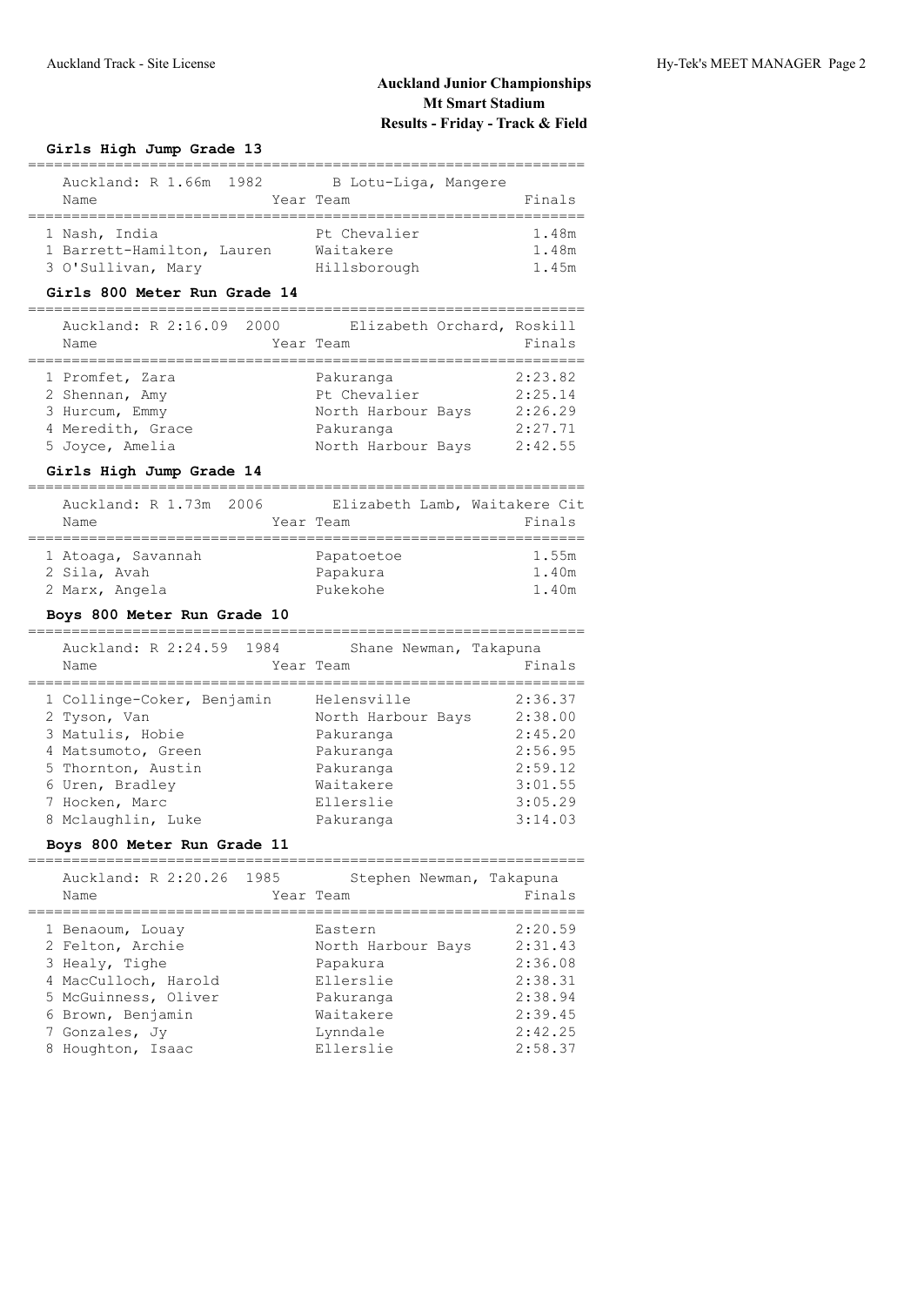# Auckland Junior Championships
## Mt Smart Stadium
## Results - Friday - Track & Field

### Girls High Jump Grade 13

Auckland: R 1.66m 1982 B Lotu-Liga, Mangere

| Name | Year | Team | Finals |
|---|---|---|---|
| 1 Nash, India | | Pt Chevalier | 1.48m |
| 1 Barrett-Hamilton, Lauren | | Waitakere | 1.48m |
| 3 O'Sullivan, Mary | | Hillsborough | 1.45m |

### Girls 800 Meter Run Grade 14

Auckland: R 2:16.09 2000 Elizabeth Orchard, Roskill

| Name | Year | Team | Finals |
|---|---|---|---|
| 1 Promfet, Zara | | Pakuranga | 2:23.82 |
| 2 Shennan, Amy | | Pt Chevalier | 2:25.14 |
| 3 Hurcum, Emmy | | North Harbour Bays | 2:26.29 |
| 4 Meredith, Grace | | Pakuranga | 2:27.71 |
| 5 Joyce, Amelia | | North Harbour Bays | 2:42.55 |

### Girls High Jump Grade 14

Auckland: R 1.73m 2006 Elizabeth Lamb, Waitakere Cit

| Name | Year | Team | Finals |
|---|---|---|---|
| 1 Atoaga, Savannah | | Papatoetoe | 1.55m |
| 2 Sila, Avah | | Papakura | 1.40m |
| 2 Marx, Angela | | Pukekohe | 1.40m |

### Boys 800 Meter Run Grade 10

Auckland: R 2:24.59 1984 Shane Newman, Takapuna

| Name | Year | Team | Finals |
|---|---|---|---|
| 1 Collinge-Coker, Benjamin | | Helensville | 2:36.37 |
| 2 Tyson, Van | | North Harbour Bays | 2:38.00 |
| 3 Matulis, Hobie | | Pakuranga | 2:45.20 |
| 4 Matsumoto, Green | | Pakuranga | 2:56.95 |
| 5 Thornton, Austin | | Pakuranga | 2:59.12 |
| 6 Uren, Bradley | | Waitakere | 3:01.55 |
| 7 Hocken, Marc | | Ellerslie | 3:05.29 |
| 8 Mclaughlin, Luke | | Pakuranga | 3:14.03 |

### Boys 800 Meter Run Grade 11

Auckland: R 2:20.26 1985 Stephen Newman, Takapuna

| Name | Year | Team | Finals |
|---|---|---|---|
| 1 Benaoum, Louay | | Eastern | 2:20.59 |
| 2 Felton, Archie | | North Harbour Bays | 2:31.43 |
| 3 Healy, Tighe | | Papakura | 2:36.08 |
| 4 MacCulloch, Harold | | Ellerslie | 2:38.31 |
| 5 McGuinness, Oliver | | Pakuranga | 2:38.94 |
| 6 Brown, Benjamin | | Waitakere | 2:39.45 |
| 7 Gonzales, Jy | | Lynndale | 2:42.25 |
| 8 Houghton, Isaac | | Ellerslie | 2:58.37 |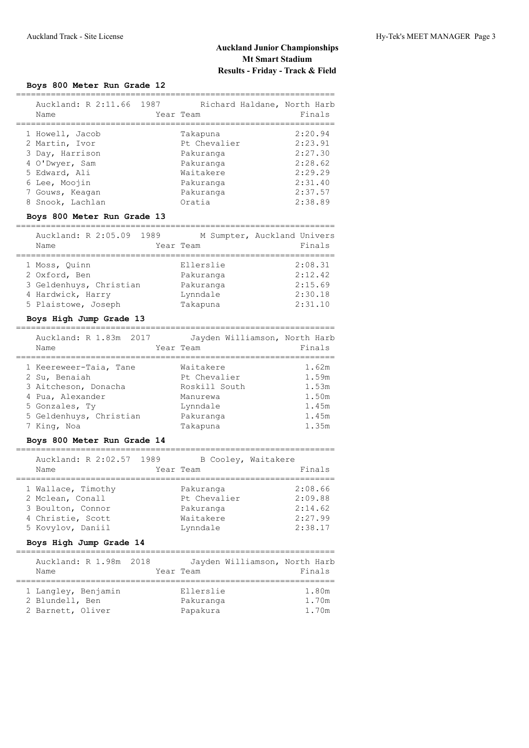# Auckland Junior Championships
## Mt Smart Stadium
## Results - Friday - Track & Field

### Boys 800 Meter Run Grade 12

Auckland: R 2:11.66 1987 Richard Haldane, North Harb

| Place | Name | Year Team | Finals |
|---|---|---|---|
| 1 | Howell, Jacob | Takapuna | 2:20.94 |
| 2 | Martin, Ivor | Pt Chevalier | 2:23.91 |
| 3 | Day, Harrison | Pakuranga | 2:27.30 |
| 4 | O'Dwyer, Sam | Pakuranga | 2:28.62 |
| 5 | Edward, Ali | Waitakere | 2:29.29 |
| 6 | Lee, Moojin | Pakuranga | 2:31.40 |
| 7 | Gouws, Keagan | Pakuranga | 2:37.57 |
| 8 | Snook, Lachlan | Oratia | 2:38.89 |

### Boys 800 Meter Run Grade 13

Auckland: R 2:05.09 1989 M Sumpter, Auckland Univers

| Place | Name | Year Team | Finals |
|---|---|---|---|
| 1 | Moss, Quinn | Ellerslie | 2:08.31 |
| 2 | Oxford, Ben | Pakuranga | 2:12.42 |
| 3 | Geldenhuys, Christian | Pakuranga | 2:15.69 |
| 4 | Hardwick, Harry | Lynndale | 2:30.18 |
| 5 | Plaistowe, Joseph | Takapuna | 2:31.10 |

### Boys High Jump Grade 13

Auckland: R 1.83m 2017 Jayden Williamson, North Harb

| Place | Name | Year Team | Finals |
|---|---|---|---|
| 1 | Keereweer-Taia, Tane | Waitakere | 1.62m |
| 2 | Su, Benaiah | Pt Chevalier | 1.59m |
| 3 | Aitcheson, Donacha | Roskill South | 1.53m |
| 4 | Pua, Alexander | Manurewa | 1.50m |
| 5 | Gonzales, Ty | Lynndale | 1.45m |
| 5 | Geldenhuys, Christian | Pakuranga | 1.45m |
| 7 | King, Noa | Takapuna | 1.35m |

### Boys 800 Meter Run Grade 14

Auckland: R 2:02.57 1989 B Cooley, Waitakere

| Place | Name | Year Team | Finals |
|---|---|---|---|
| 1 | Wallace, Timothy | Pakuranga | 2:08.66 |
| 2 | Mclean, Conall | Pt Chevalier | 2:09.88 |
| 3 | Boulton, Connor | Pakuranga | 2:14.62 |
| 4 | Christie, Scott | Waitakere | 2:27.99 |
| 5 | Kovylov, Daniil | Lynndale | 2:38.17 |

### Boys High Jump Grade 14

Auckland: R 1.98m 2018 Jayden Williamson, North Harb

| Place | Name | Year Team | Finals |
|---|---|---|---|
| 1 | Langley, Benjamin | Ellerslie | 1.80m |
| 2 | Blundell, Ben | Pakuranga | 1.70m |
| 2 | Barnett, Oliver | Papakura | 1.70m |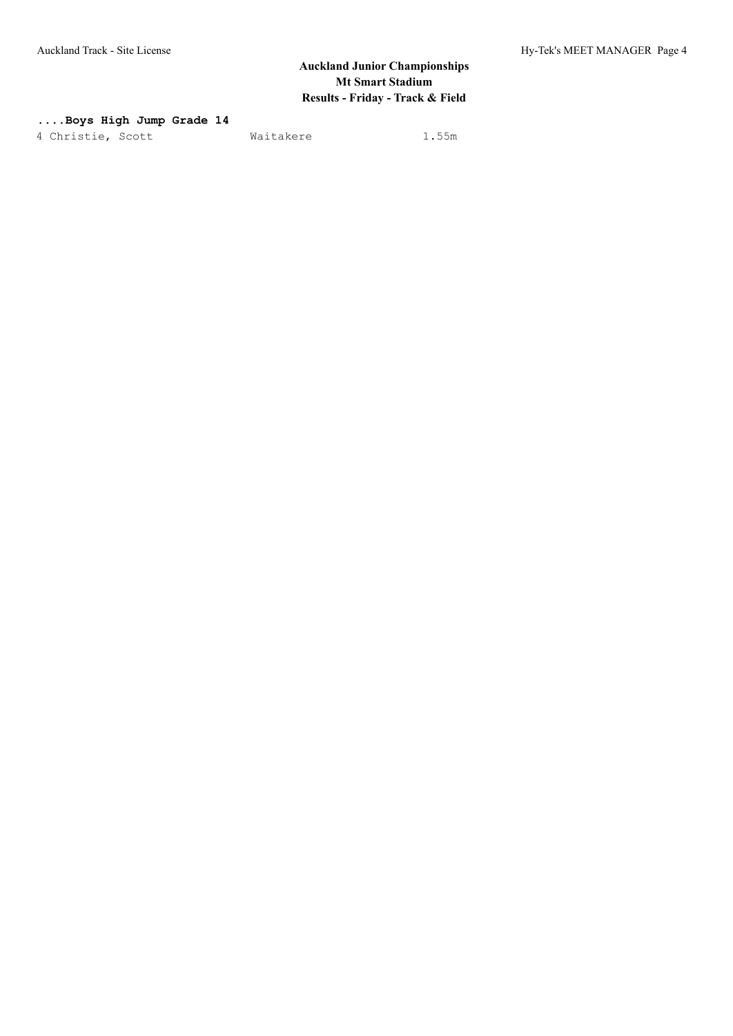**....Boys High Jump Grade 14**

| | | | |
|---|---|---|---|
| 4 | Christie, Scott | Waitakere | 1.55m |